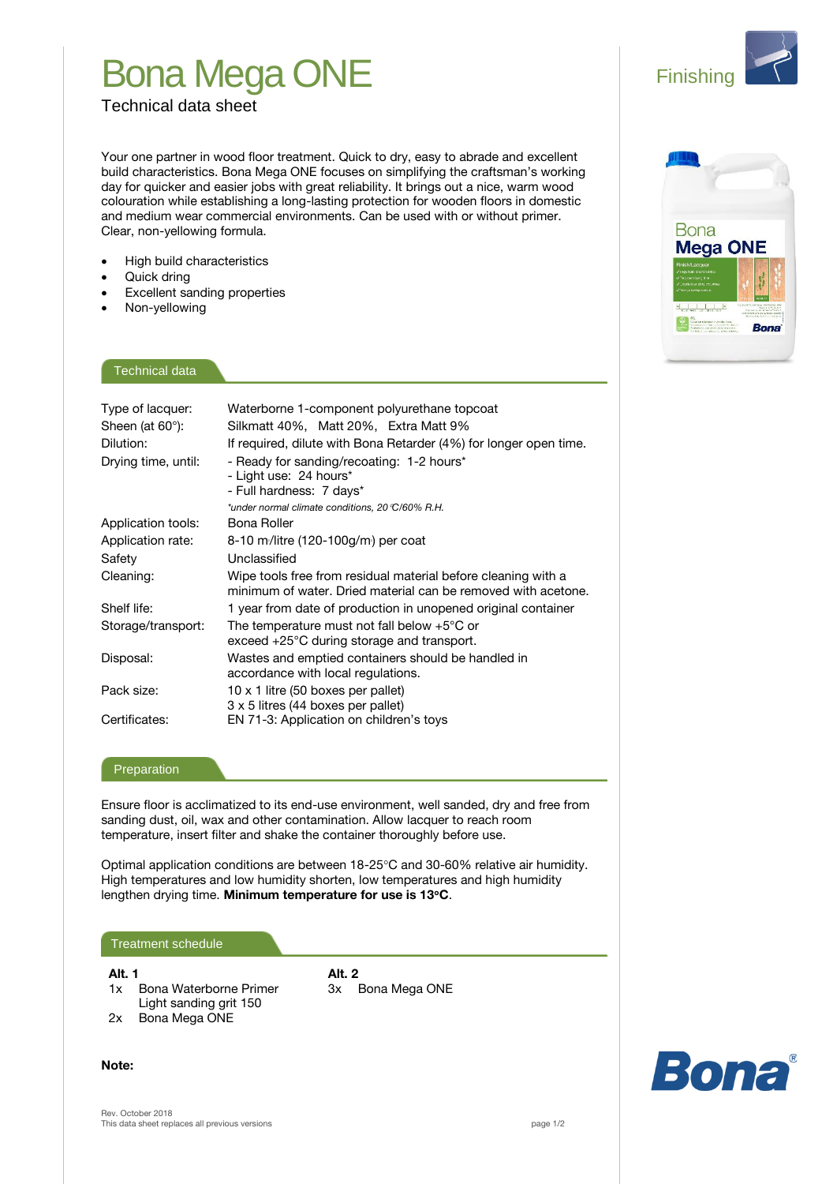# Bona Mega ONE

Technical data sheet

Finishing

Your one partner in wood floor treatment. Quick to dry, easy to abrade and excellent build characteristics. Bona Mega ONE focuses on simplifying the craftsman's working day for quicker and easier jobs with great reliability. It brings out a nice, warm wood colouration while establishing a long-lasting protection for wooden floors in domestic and medium wear commercial environments. Can be used with or without primer. Clear, non-yellowing formula.

- High build characteristics
- Quick dring
- Excellent sanding properties
- Non-yellowing

## Technical data

| | |
|---|---|
| Type of lacquer: | Waterborne 1-component polyurethane topcoat |
| Sheen (at 60°): | Silkmatt 40%, Matt 20%, Extra Matt 9% |
| Dilution: | If required, dilute with Bona Retarder (4%) for longer open time. |
| Drying time, until: | - Ready for sanding/recoating: 1-2 hours*<br>- Light use: 24 hours*<br>- Full hardness: 7 days*<br>*\*under normal climate conditions, 20°C/60% R.H.* |
| Application tools: | Bona Roller |
| Application rate: | 8-10 m²/litre (120-100g/m²) per coat |
| Safety | Unclassified |
| Cleaning: | Wipe tools free from residual material before cleaning with a minimum of water. Dried material can be removed with acetone. |
| Shelf life: | 1 year from date of production in unopened original container |
| Storage/transport: | The temperature must not fall below +5°C or exceed +25°C during storage and transport. |
| Disposal: | Wastes and emptied containers should be handled in accordance with local regulations. |
| Pack size: | 10 x 1 litre (50 boxes per pallet)<br>3 x 5 litres (44 boxes per pallet) |
| Certificates: | EN 71-3: Application on children's toys |

## Preparation

Ensure floor is acclimatized to its end-use environment, well sanded, dry and free from sanding dust, oil, wax and other contamination. Allow lacquer to reach room temperature, insert filter and shake the container thoroughly before use.

Optimal application conditions are between 18-25°C and 30-60% relative air humidity. High temperatures and low humidity shorten, low temperatures and high humidity lengthen drying time. **Minimum temperature for use is 13°C**.

## Treatment schedule

**Alt. 1**

1x Bona Waterborne Primer
Light sanding grit 150
2x Bona Mega ONE

**Alt. 2**

3x Bona Mega ONE

**Note:**

Rev. October 2018
This data sheet replaces all previous versions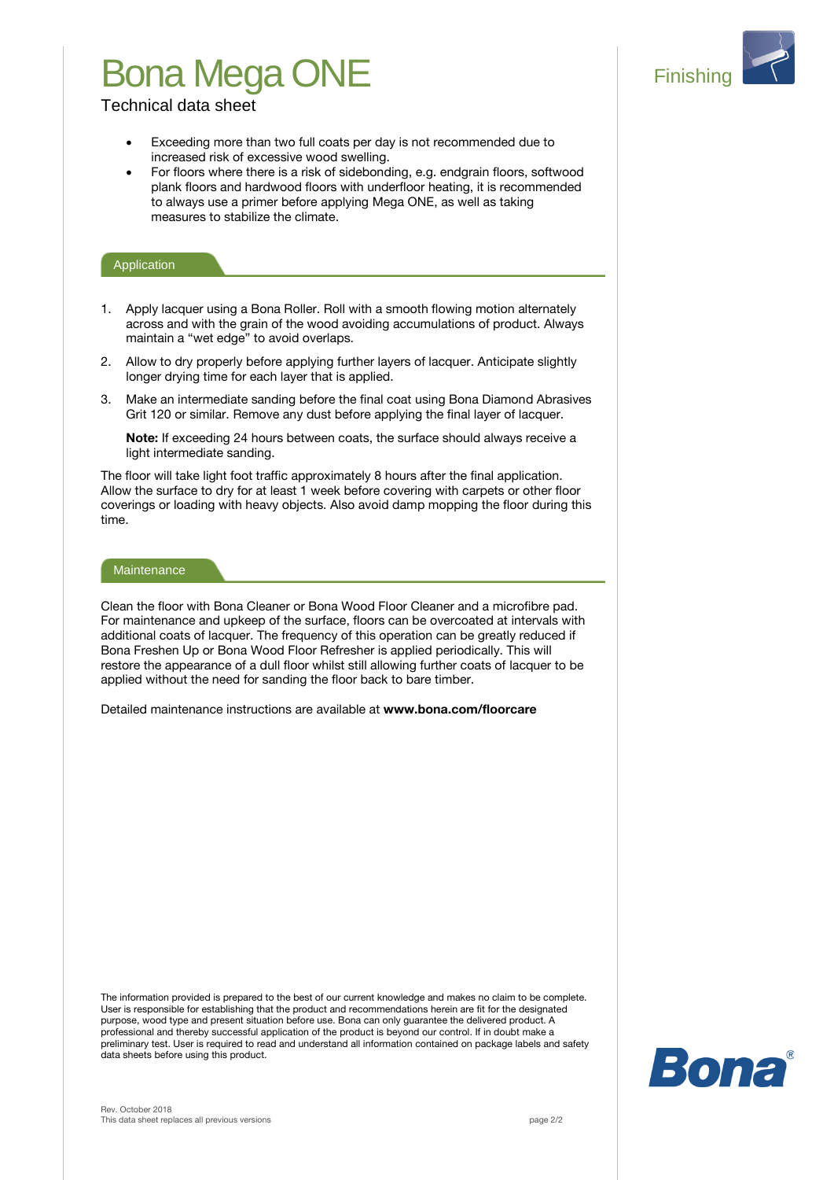- Exceeding more than two full coats per day is not recommended due to increased risk of excessive wood swelling.
- For floors where there is a risk of sidebonding, e.g. endgrain floors, softwood plank floors and hardwood floors with underfloor heating, it is recommended to always use a primer before applying Mega ONE, as well as taking measures to stabilize the climate.

## Application

1. Apply lacquer using a Bona Roller. Roll with a smooth flowing motion alternately across and with the grain of the wood avoiding accumulations of product. Always maintain a "wet edge" to avoid overlaps.
2. Allow to dry properly before applying further layers of lacquer. Anticipate slightly longer drying time for each layer that is applied.
3. Make an intermediate sanding before the final coat using Bona Diamond Abrasives Grit 120 or similar. Remove any dust before applying the final layer of lacquer.

   **Note:** If exceeding 24 hours between coats, the surface should always receive a light intermediate sanding.

The floor will take light foot traffic approximately 8 hours after the final application. Allow the surface to dry for at least 1 week before covering with carpets or other floor coverings or loading with heavy objects. Also avoid damp mopping the floor during this time.

## Maintenance

Clean the floor with Bona Cleaner or Bona Wood Floor Cleaner and a microfibre pad. For maintenance and upkeep of the surface, floors can be overcoated at intervals with additional coats of lacquer. The frequency of this operation can be greatly reduced if Bona Freshen Up or Bona Wood Floor Refresher is applied periodically. This will restore the appearance of a dull floor whilst still allowing further coats of lacquer to be applied without the need for sanding the floor back to bare timber.

Detailed maintenance instructions are available at **www.bona.com/floorcare**

The information provided is prepared to the best of our current knowledge and makes no claim to be complete. User is responsible for establishing that the product and recommendations herein are fit for the designated purpose, wood type and present situation before use. Bona can only guarantee the delivered product. A professional and thereby successful application of the product is beyond our control. If in doubt make a preliminary test. User is required to read and understand all information contained on package labels and safety data sheets before using this product.

Rev. October 2018
This data sheet replaces all previous versions